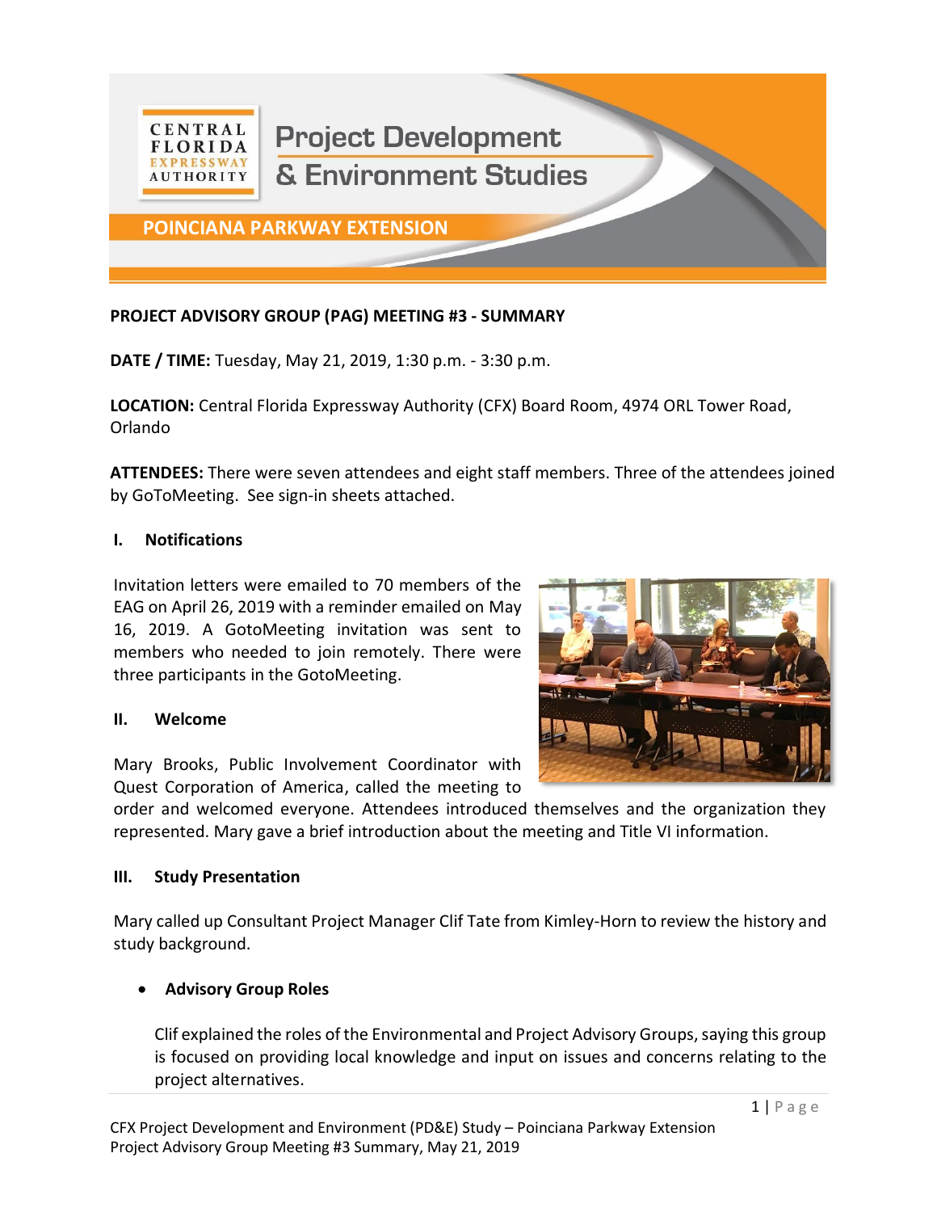# Project Development & Environment Studies

## POINCIANA PARKWAY EXTENSION

**PROJECT ADVISORY GROUP (PAG) MEETING #3 - SUMMARY**

**DATE / TIME:** Tuesday, May 21, 2019, 1:30 p.m. - 3:30 p.m.

**LOCATION:** Central Florida Expressway Authority (CFX) Board Room, 4974 ORL Tower Road, Orlando

**ATTENDEES:** There were seven attendees and eight staff members. Three of the attendees joined by GoToMeeting. See sign-in sheets attached.

### I. Notifications

Invitation letters were emailed to 70 members of the EAG on April 26, 2019 with a reminder emailed on May 16, 2019. A GotoMeeting invitation was sent to members who needed to join remotely. There were three participants in the GotoMeeting.

### II. Welcome

Mary Brooks, Public Involvement Coordinator with Quest Corporation of America, called the meeting to order and welcomed everyone. Attendees introduced themselves and the organization they represented. Mary gave a brief introduction about the meeting and Title VI information.

### III. Study Presentation

Mary called up Consultant Project Manager Clif Tate from Kimley-Horn to review the history and study background.

- **Advisory Group Roles**

  Clif explained the roles of the Environmental and Project Advisory Groups, saying this group is focused on providing local knowledge and input on issues and concerns relating to the project alternatives.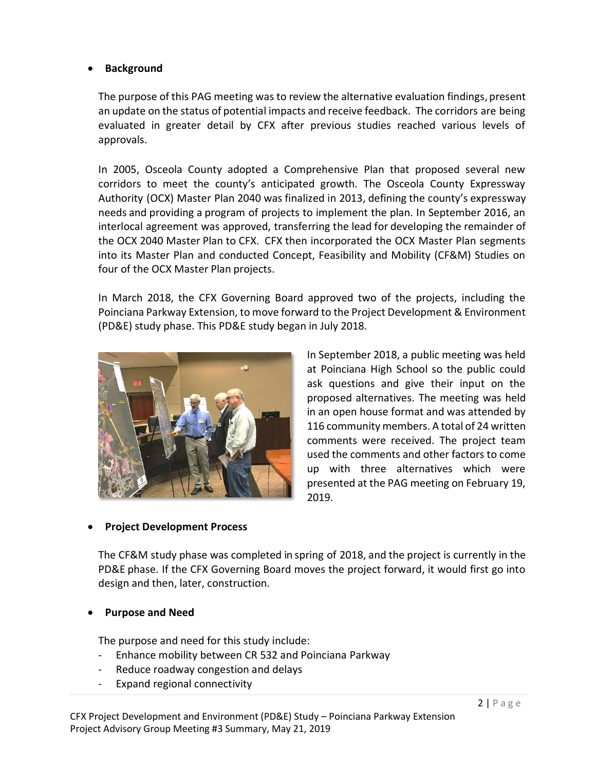- **Background**

  The purpose of this PAG meeting was to review the alternative evaluation findings, present an update on the status of potential impacts and receive feedback. The corridors are being evaluated in greater detail by CFX after previous studies reached various levels of approvals.

  In 2005, Osceola County adopted a Comprehensive Plan that proposed several new corridors to meet the county's anticipated growth. The Osceola County Expressway Authority (OCX) Master Plan 2040 was finalized in 2013, defining the county's expressway needs and providing a program of projects to implement the plan. In September 2016, an interlocal agreement was approved, transferring the lead for developing the remainder of the OCX 2040 Master Plan to CFX. CFX then incorporated the OCX Master Plan segments into its Master Plan and conducted Concept, Feasibility and Mobility (CF&M) Studies on four of the OCX Master Plan projects.

  In March 2018, the CFX Governing Board approved two of the projects, including the Poinciana Parkway Extension, to move forward to the Project Development & Environment (PD&E) study phase. This PD&E study began in July 2018.

  In September 2018, a public meeting was held at Poinciana High School so the public could ask questions and give their input on the proposed alternatives. The meeting was held in an open house format and was attended by 116 community members. A total of 24 written comments were received. The project team used the comments and other factors to come up with three alternatives which were presented at the PAG meeting on February 19, 2019.

- **Project Development Process**

  The CF&M study phase was completed in spring of 2018, and the project is currently in the PD&E phase. If the CFX Governing Board moves the project forward, it would first go into design and then, later, construction.

- **Purpose and Need**

  The purpose and need for this study include:
  - Enhance mobility between CR 532 and Poinciana Parkway
  - Reduce roadway congestion and delays
  - Expand regional connectivity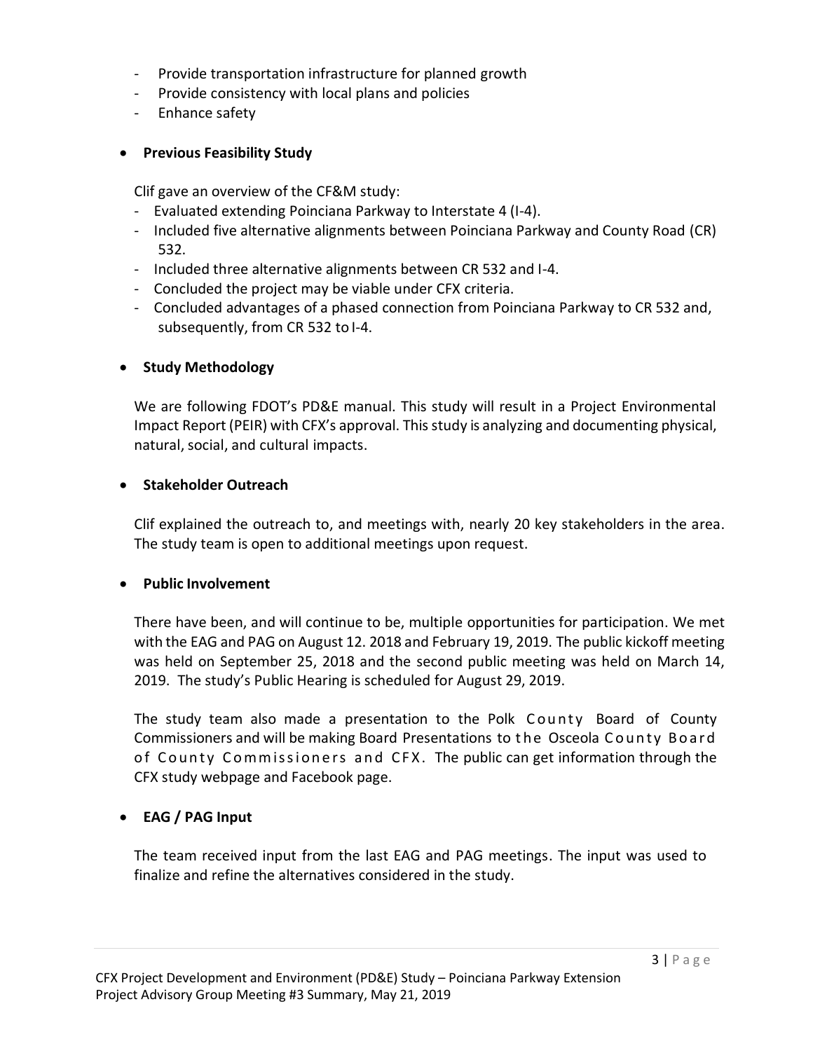- Provide transportation infrastructure for planned growth
- Provide consistency with local plans and policies
- Enhance safety

- **Previous Feasibility Study**

  Clif gave an overview of the CF&M study:
  - Evaluated extending Poinciana Parkway to Interstate 4 (I-4).
  - Included five alternative alignments between Poinciana Parkway and County Road (CR) 532.
  - Included three alternative alignments between CR 532 and I-4.
  - Concluded the project may be viable under CFX criteria.
  - Concluded advantages of a phased connection from Poinciana Parkway to CR 532 and, subsequently, from CR 532 to I-4.

- **Study Methodology**

  We are following FDOT's PD&E manual. This study will result in a Project Environmental Impact Report (PEIR) with CFX's approval. This study is analyzing and documenting physical, natural, social, and cultural impacts.

- **Stakeholder Outreach**

  Clif explained the outreach to, and meetings with, nearly 20 key stakeholders in the area. The study team is open to additional meetings upon request.

- **Public Involvement**

  There have been, and will continue to be, multiple opportunities for participation. We met with the EAG and PAG on August 12. 2018 and February 19, 2019. The public kickoff meeting was held on September 25, 2018 and the second public meeting was held on March 14, 2019. The study's Public Hearing is scheduled for August 29, 2019.

  The study team also made a presentation to the Polk County Board of County Commissioners and will be making Board Presentations to the Osceola County Board of County Commissioners and CFX. The public can get information through the CFX study webpage and Facebook page.

- **EAG / PAG Input**

  The team received input from the last EAG and PAG meetings. The input was used to finalize and refine the alternatives considered in the study.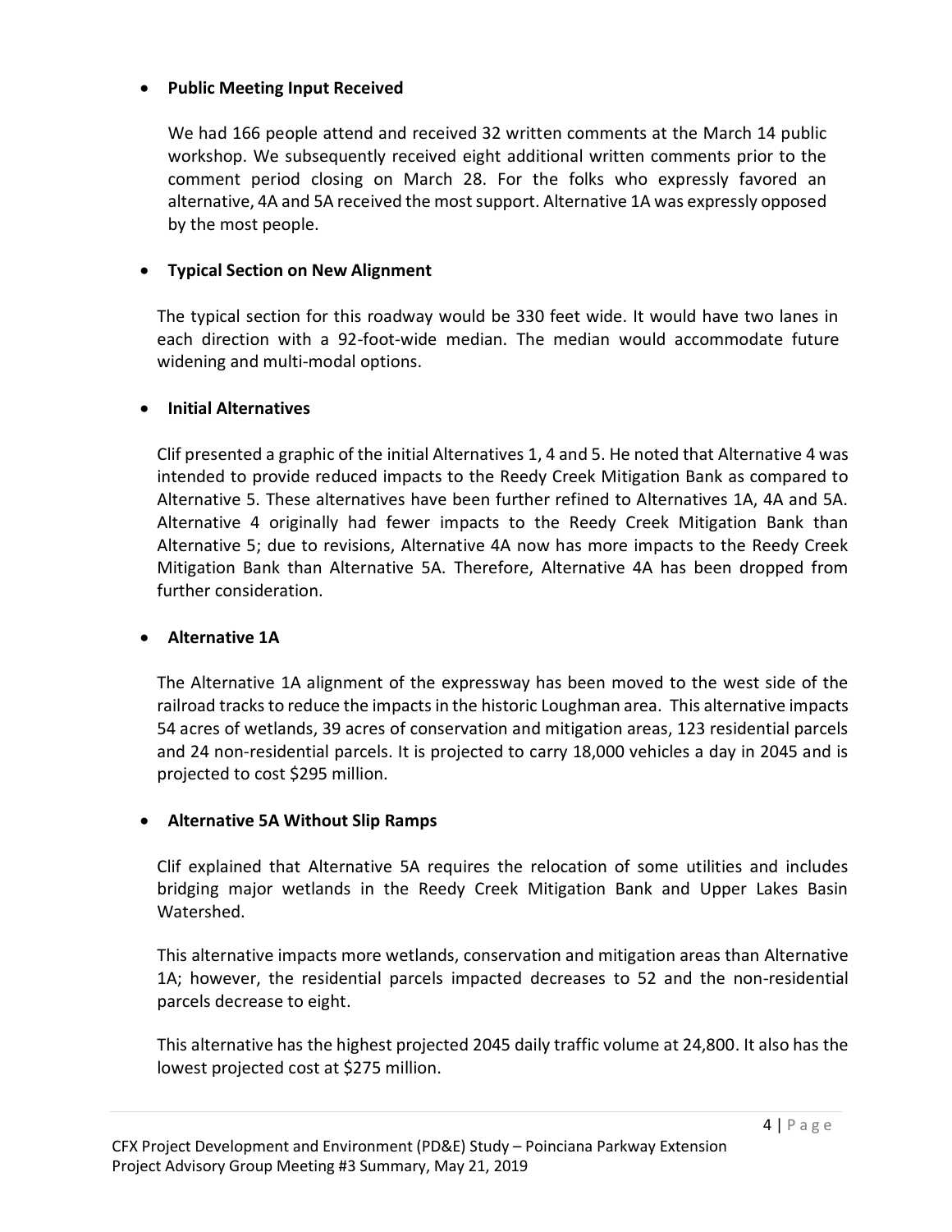- **Public Meeting Input Received**

  We had 166 people attend and received 32 written comments at the March 14 public workshop. We subsequently received eight additional written comments prior to the comment period closing on March 28. For the folks who expressly favored an alternative, 4A and 5A received the most support. Alternative 1A was expressly opposed by the most people.

- **Typical Section on New Alignment**

  The typical section for this roadway would be 330 feet wide. It would have two lanes in each direction with a 92-foot-wide median. The median would accommodate future widening and multi-modal options.

- **Initial Alternatives**

  Clif presented a graphic of the initial Alternatives 1, 4 and 5. He noted that Alternative 4 was intended to provide reduced impacts to the Reedy Creek Mitigation Bank as compared to Alternative 5. These alternatives have been further refined to Alternatives 1A, 4A and 5A. Alternative 4 originally had fewer impacts to the Reedy Creek Mitigation Bank than Alternative 5; due to revisions, Alternative 4A now has more impacts to the Reedy Creek Mitigation Bank than Alternative 5A. Therefore, Alternative 4A has been dropped from further consideration.

- **Alternative 1A**

  The Alternative 1A alignment of the expressway has been moved to the west side of the railroad tracks to reduce the impacts in the historic Loughman area. This alternative impacts 54 acres of wetlands, 39 acres of conservation and mitigation areas, 123 residential parcels and 24 non-residential parcels. It is projected to carry 18,000 vehicles a day in 2045 and is projected to cost $295 million.

- **Alternative 5A Without Slip Ramps**

  Clif explained that Alternative 5A requires the relocation of some utilities and includes bridging major wetlands in the Reedy Creek Mitigation Bank and Upper Lakes Basin Watershed.

  This alternative impacts more wetlands, conservation and mitigation areas than Alternative 1A; however, the residential parcels impacted decreases to 52 and the non-residential parcels decrease to eight.

  This alternative has the highest projected 2045 daily traffic volume at 24,800. It also has the lowest projected cost at $275 million.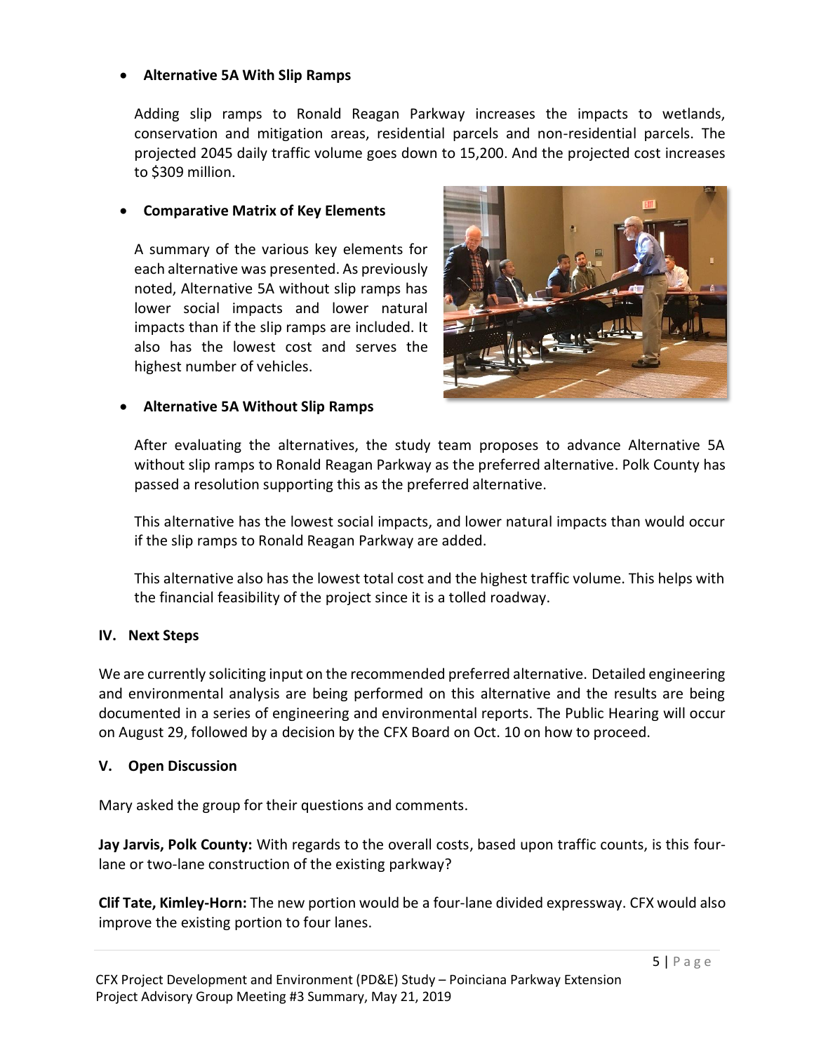- **Alternative 5A With Slip Ramps**

  Adding slip ramps to Ronald Reagan Parkway increases the impacts to wetlands, conservation and mitigation areas, residential parcels and non-residential parcels. The projected 2045 daily traffic volume goes down to 15,200. And the projected cost increases to $309 million.

- **Comparative Matrix of Key Elements**

  A summary of the various key elements for each alternative was presented. As previously noted, Alternative 5A without slip ramps has lower social impacts and lower natural impacts than if the slip ramps are included. It also has the lowest cost and serves the highest number of vehicles.

- **Alternative 5A Without Slip Ramps**

  After evaluating the alternatives, the study team proposes to advance Alternative 5A without slip ramps to Ronald Reagan Parkway as the preferred alternative. Polk County has passed a resolution supporting this as the preferred alternative.

  This alternative has the lowest social impacts, and lower natural impacts than would occur if the slip ramps to Ronald Reagan Parkway are added.

  This alternative also has the lowest total cost and the highest traffic volume. This helps with the financial feasibility of the project since it is a tolled roadway.

## IV. Next Steps

We are currently soliciting input on the recommended preferred alternative. Detailed engineering and environmental analysis are being performed on this alternative and the results are being documented in a series of engineering and environmental reports. The Public Hearing will occur on August 29, followed by a decision by the CFX Board on Oct. 10 on how to proceed.

## V. Open Discussion

Mary asked the group for their questions and comments.

**Jay Jarvis, Polk County:** With regards to the overall costs, based upon traffic counts, is this four-lane or two-lane construction of the existing parkway?

**Clif Tate, Kimley-Horn:** The new portion would be a four-lane divided expressway. CFX would also improve the existing portion to four lanes.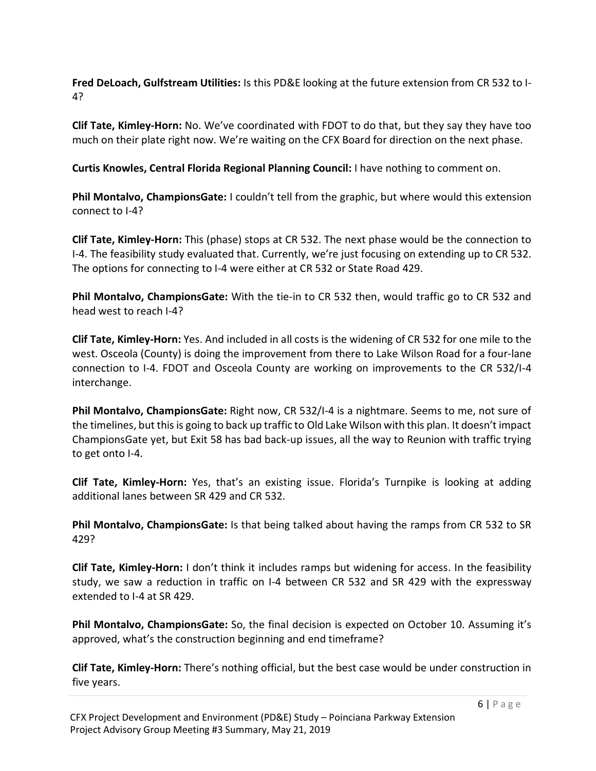**Fred DeLoach, Gulfstream Utilities:** Is this PD&E looking at the future extension from CR 532 to I-4?

**Clif Tate, Kimley-Horn:** No. We've coordinated with FDOT to do that, but they say they have too much on their plate right now. We're waiting on the CFX Board for direction on the next phase.

**Curtis Knowles, Central Florida Regional Planning Council:** I have nothing to comment on.

**Phil Montalvo, ChampionsGate:** I couldn't tell from the graphic, but where would this extension connect to I-4?

**Clif Tate, Kimley-Horn:** This (phase) stops at CR 532. The next phase would be the connection to I-4. The feasibility study evaluated that. Currently, we're just focusing on extending up to CR 532. The options for connecting to I-4 were either at CR 532 or State Road 429.

**Phil Montalvo, ChampionsGate:** With the tie-in to CR 532 then, would traffic go to CR 532 and head west to reach I-4?

**Clif Tate, Kimley-Horn:** Yes. And included in all costs is the widening of CR 532 for one mile to the west. Osceola (County) is doing the improvement from there to Lake Wilson Road for a four-lane connection to I-4. FDOT and Osceola County are working on improvements to the CR 532/I-4 interchange.

**Phil Montalvo, ChampionsGate:** Right now, CR 532/I-4 is a nightmare. Seems to me, not sure of the timelines, but this is going to back up traffic to Old Lake Wilson with this plan. It doesn't impact ChampionsGate yet, but Exit 58 has bad back-up issues, all the way to Reunion with traffic trying to get onto I-4.

**Clif Tate, Kimley-Horn:** Yes, that's an existing issue. Florida's Turnpike is looking at adding additional lanes between SR 429 and CR 532.

**Phil Montalvo, ChampionsGate:** Is that being talked about having the ramps from CR 532 to SR 429?

**Clif Tate, Kimley-Horn:** I don't think it includes ramps but widening for access. In the feasibility study, we saw a reduction in traffic on I-4 between CR 532 and SR 429 with the expressway extended to I-4 at SR 429.

**Phil Montalvo, ChampionsGate:** So, the final decision is expected on October 10. Assuming it's approved, what's the construction beginning and end timeframe?

**Clif Tate, Kimley-Horn:** There's nothing official, but the best case would be under construction in five years.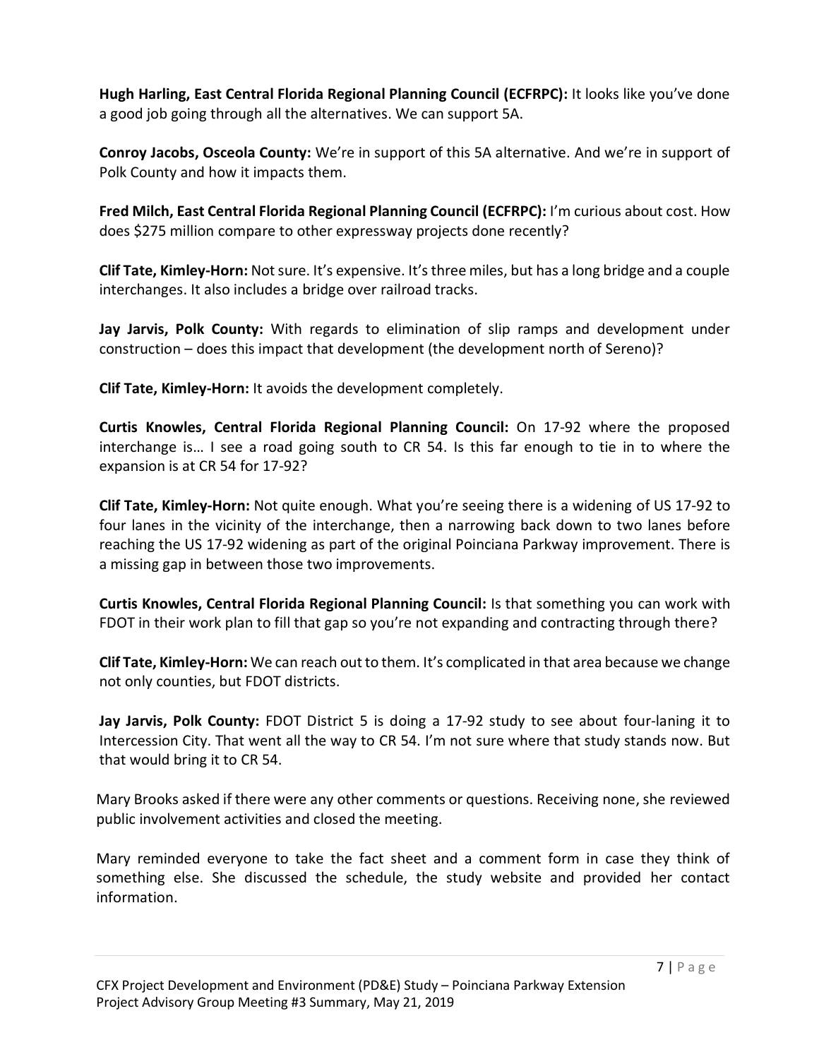**Hugh Harling, East Central Florida Regional Planning Council (ECFRPC):** It looks like you've done a good job going through all the alternatives. We can support 5A.

**Conroy Jacobs, Osceola County:** We're in support of this 5A alternative. And we're in support of Polk County and how it impacts them.

**Fred Milch, East Central Florida Regional Planning Council (ECFRPC):** I'm curious about cost. How does $275 million compare to other expressway projects done recently?

**Clif Tate, Kimley-Horn:** Not sure. It's expensive. It's three miles, but has a long bridge and a couple interchanges. It also includes a bridge over railroad tracks.

**Jay Jarvis, Polk County:** With regards to elimination of slip ramps and development under construction – does this impact that development (the development north of Sereno)?

**Clif Tate, Kimley-Horn:** It avoids the development completely.

**Curtis Knowles, Central Florida Regional Planning Council:** On 17-92 where the proposed interchange is… I see a road going south to CR 54. Is this far enough to tie in to where the expansion is at CR 54 for 17-92?

**Clif Tate, Kimley-Horn:** Not quite enough. What you're seeing there is a widening of US 17-92 to four lanes in the vicinity of the interchange, then a narrowing back down to two lanes before reaching the US 17-92 widening as part of the original Poinciana Parkway improvement. There is a missing gap in between those two improvements.

**Curtis Knowles, Central Florida Regional Planning Council:** Is that something you can work with FDOT in their work plan to fill that gap so you're not expanding and contracting through there?

**Clif Tate, Kimley-Horn:** We can reach out to them. It's complicated in that area because we change not only counties, but FDOT districts.

**Jay Jarvis, Polk County:** FDOT District 5 is doing a 17-92 study to see about four-laning it to Intercession City. That went all the way to CR 54. I'm not sure where that study stands now. But that would bring it to CR 54.

Mary Brooks asked if there were any other comments or questions. Receiving none, she reviewed public involvement activities and closed the meeting.

Mary reminded everyone to take the fact sheet and a comment form in case they think of something else. She discussed the schedule, the study website and provided her contact information.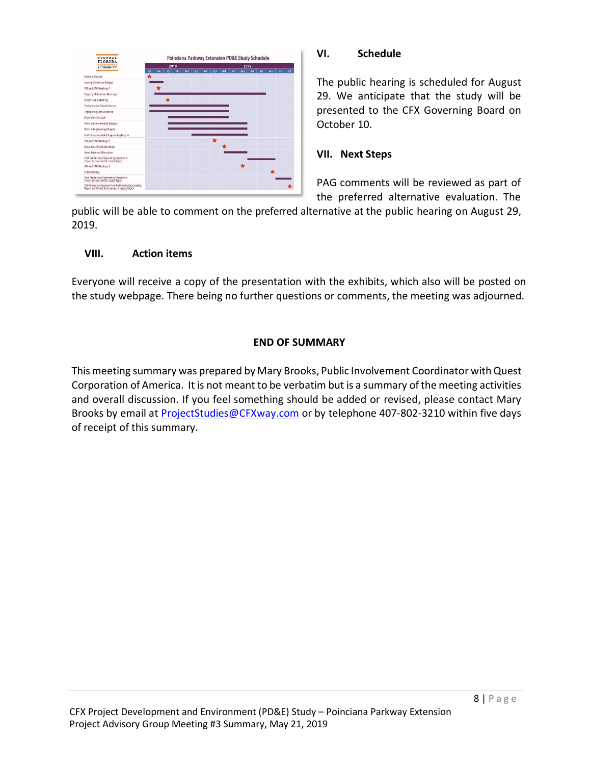CENTRAL FLORIDA EXPRESSWAY AUTHORITY

Poinciana Parkway Extension PD&E Study Schedule

2018

2019

JUL AUG SEP OCT NOV DEC JAN FEB MAR APR MAY JUN JUL AUG SEP OCT

Notice to Proceed

Existing Conditions Analysis

PAG and EAG Meetings 1

Ongoing Stakeholder Meetings

Kickoff Public Meeting

Environmental Data Collection

Engineering Data Collection

Alternatives Analysis

Perform Environmental Analysis

Perform Engineering Analysis

Draft Environmental & Engineering Reports

PAG and EAG Meetings 2

Alternatives Public Workshop

Select Preferred Alternative

Draft Preliminary Engineering Report and Project Environmental Impact Report

PAG and EAG Meetings 3

Public Hearing

Final Preliminary Engineering Report and Project Environmental Impact Report

CFX Review and Approve Final Preliminary Engineering Report and Project Environmental Impact Report

## VI. Schedule

The public hearing is scheduled for August 29. We anticipate that the study will be presented to the CFX Governing Board on October 10.

## VII. Next Steps

PAG comments will be reviewed as part of the preferred alternative evaluation. The public will be able to comment on the preferred alternative at the public hearing on August 29, 2019.

## VIII. Action items

Everyone will receive a copy of the presentation with the exhibits, which also will be posted on the study webpage. There being no further questions or comments, the meeting was adjourned.

**END OF SUMMARY**

This meeting summary was prepared by Mary Brooks, Public Involvement Coordinator with Quest Corporation of America. It is not meant to be verbatim but is a summary of the meeting activities and overall discussion. If you feel something should be added or revised, please contact Mary Brooks by email at ProjectStudies@CFXway.com or by telephone 407-802-3210 within five days of receipt of this summary.